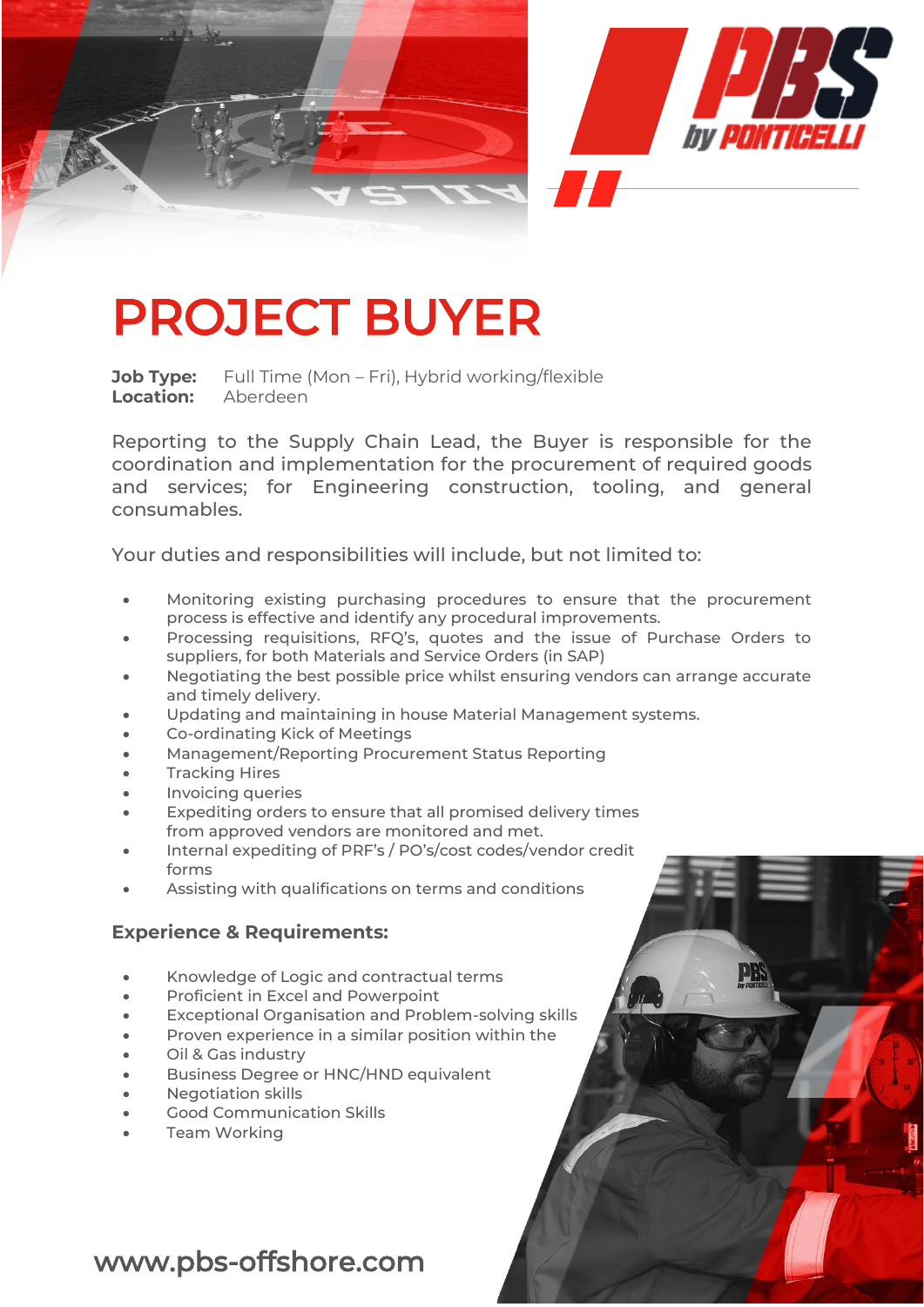# PROJECT BUYER

**Job Type:** Full Time (Mon – Fri), Hybrid working/flexible
**Location:** Aberdeen

Reporting to the Supply Chain Lead, the Buyer is responsible for the coordination and implementation for the procurement of required goods and services; for Engineering construction, tooling, and general consumables.

Your duties and responsibilities will include, but not limited to:

- Monitoring existing purchasing procedures to ensure that the procurement process is effective and identify any procedural improvements.
- Processing requisitions, RFQ's, quotes and the issue of Purchase Orders to suppliers, for both Materials and Service Orders (in SAP)
- Negotiating the best possible price whilst ensuring vendors can arrange accurate and timely delivery.
- Updating and maintaining in house Material Management systems.
- Co-ordinating Kick of Meetings
- Management/Reporting Procurement Status Reporting
- Tracking Hires
- Invoicing queries
- Expediting orders to ensure that all promised delivery times from approved vendors are monitored and met.
- Internal expediting of PRF's / PO's/cost codes/vendor credit forms
- Assisting with qualifications on terms and conditions

### Experience & Requirements:

- Knowledge of Logic and contractual terms
- Proficient in Excel and Powerpoint
- Exceptional Organisation and Problem-solving skills
- Proven experience in a similar position within the
- Oil & Gas industry
- Business Degree or HNC/HND equivalent
- Negotiation skills
- Good Communication Skills
- Team Working

www.pbs-offshore.com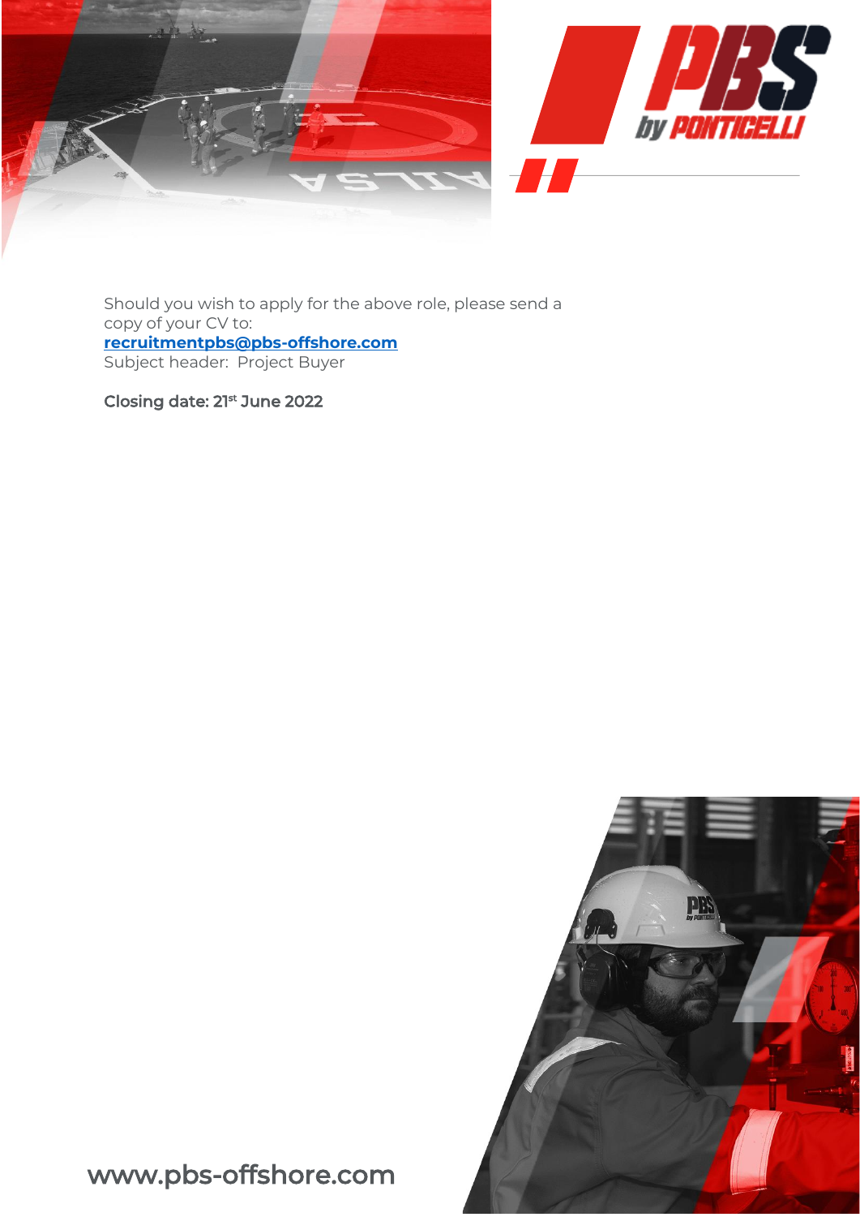Should you wish to apply for the above role, please send a copy of your CV to:
**recruitmentpbs@pbs-offshore.com**
Subject header: Project Buyer

**Closing date: 21st June 2022**

www.pbs-offshore.com